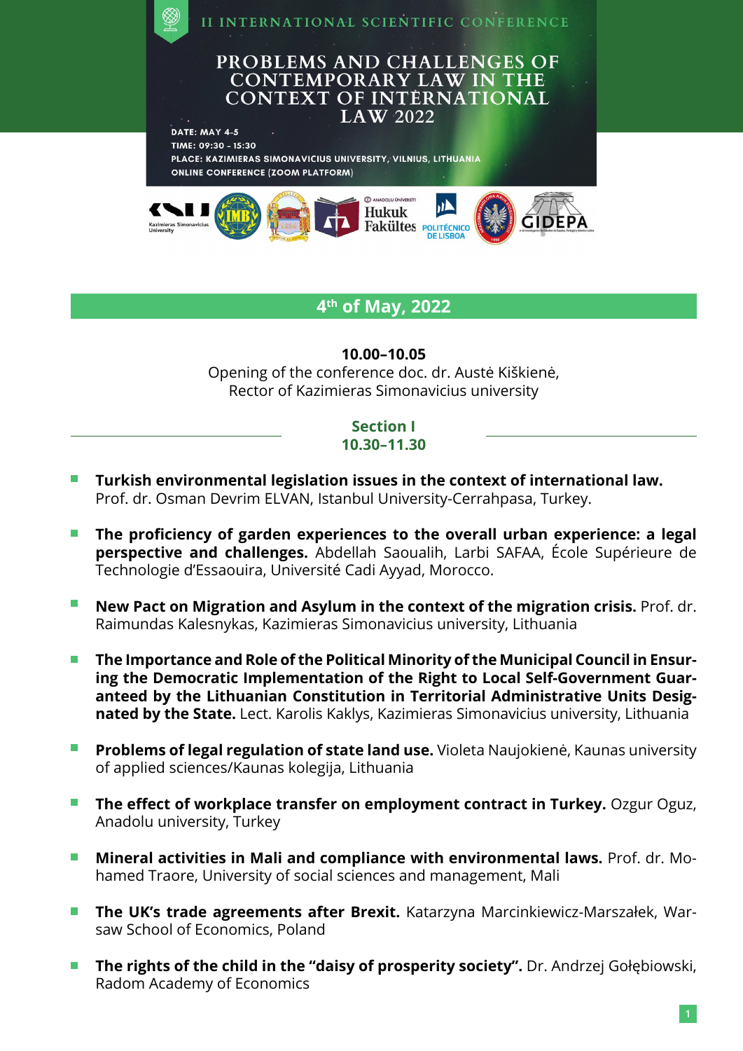II INTERNATIONAL SCIENTIFIC CONFERENCE

# PROBLEMS AND CHALLENGES OF CONTEMPORARY LAW IN THE CONTEXT OF INTERNATIONAL LAW 2022

DATE: MAY 4-5
TIME: 09:30 - 15:30
PLACE: KAZIMIERAS SIMONAVICIUS UNIVERSITY, VILNIUS, LITHUANIA
ONLINE CONFERENCE (ZOOM PLATFORM)

## 4th of May, 2022

**10.00–10.05**
Opening of the conference doc. dr. Austė Kiškienė,
Rector of Kazimieras Simonavicius university

### Section I
**10.30–11.30**

- **Turkish environmental legislation issues in the context of international law.** Prof. dr. Osman Devrim ELVAN, Istanbul University-Cerrahpasa, Turkey.
- **The proficiency of garden experiences to the overall urban experience: a legal perspective and challenges.** Abdellah Saoualih, Larbi SAFAA, École Supérieure de Technologie d'Essaouira, Université Cadi Ayyad, Morocco.
- **New Pact on Migration and Asylum in the context of the migration crisis.** Prof. dr. Raimundas Kalesnykas, Kazimieras Simonavicius university, Lithuania
- **The Importance and Role of the Political Minority of the Municipal Council in Ensuring the Democratic Implementation of the Right to Local Self-Government Guaranteed by the Lithuanian Constitution in Territorial Administrative Units Designated by the State.** Lect. Karolis Kaklys, Kazimieras Simonavicius university, Lithuania
- **Problems of legal regulation of state land use.** Violeta Naujokienė, Kaunas university of applied sciences/Kaunas kolegija, Lithuania
- **The effect of workplace transfer on employment contract in Turkey.** Ozgur Oguz, Anadolu university, Turkey
- **Mineral activities in Mali and compliance with environmental laws.** Prof. dr. Mohamed Traore, University of social sciences and management, Mali
- **The UK's trade agreements after Brexit.** Katarzyna Marcinkiewicz-Marszałek, Warsaw School of Economics, Poland
- **The rights of the child in the "daisy of prosperity society".** Dr. Andrzej Gołębiowski, Radom Academy of Economics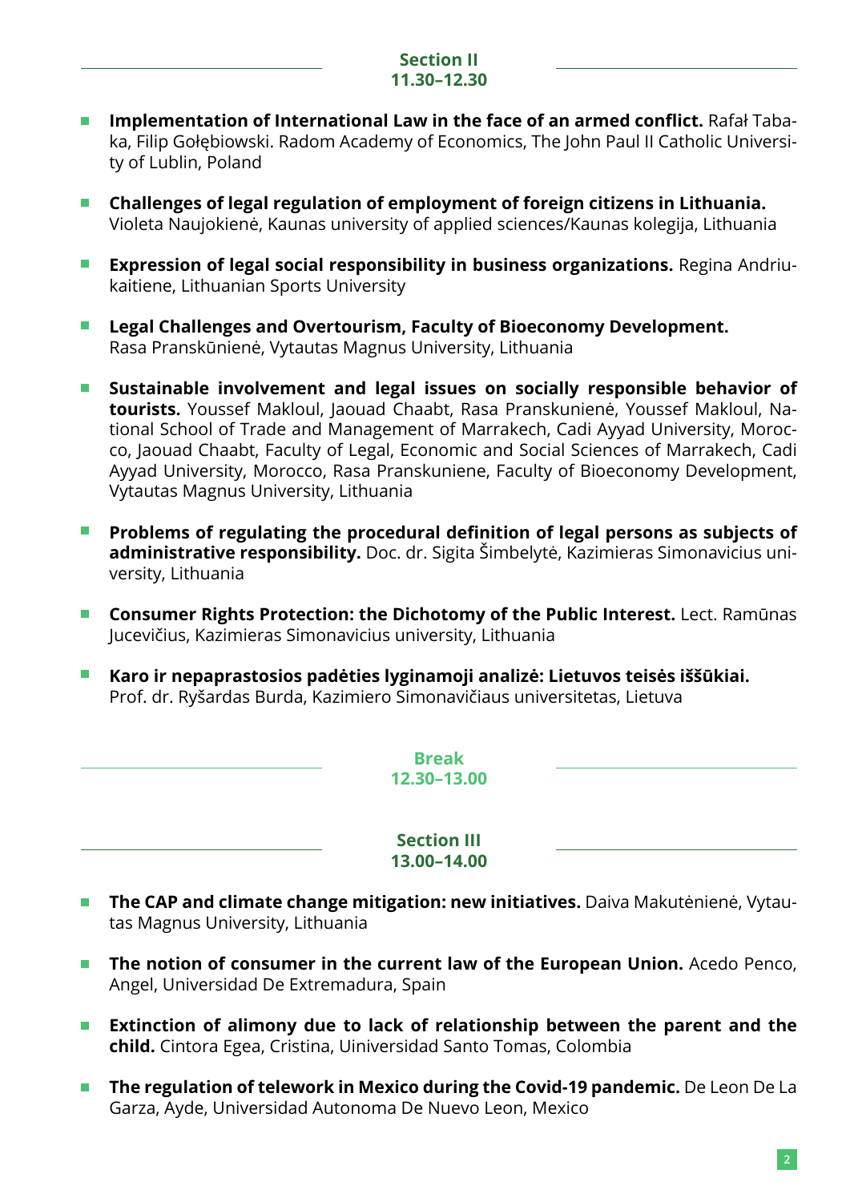## Section II
**11.30–12.30**

- **Implementation of International Law in the face of an armed conflict.** Rafał Tabaka, Filip Gołębiowski. Radom Academy of Economics, The John Paul II Catholic University of Lublin, Poland

- **Challenges of legal regulation of employment of foreign citizens in Lithuania.** Violeta Naujokienė, Kaunas university of applied sciences/Kaunas kolegija, Lithuania

- **Expression of legal social responsibility in business organizations.** Regina Andriukaitiene, Lithuanian Sports University

- **Legal Challenges and Overtourism, Faculty of Bioeconomy Development.** Rasa Pranskūnienė, Vytautas Magnus University, Lithuania

- **Sustainable involvement and legal issues on socially responsible behavior of tourists.** Youssef Makloul, Jaouad Chaabt, Rasa Pranskunienė, Youssef Makloul, National School of Trade and Management of Marrakech, Cadi Ayyad University, Morocco, Jaouad Chaabt, Faculty of Legal, Economic and Social Sciences of Marrakech, Cadi Ayyad University, Morocco, Rasa Pranskuniene, Faculty of Bioeconomy Development, Vytautas Magnus University, Lithuania

- **Problems of regulating the procedural definition of legal persons as subjects of administrative responsibility.** Doc. dr. Sigita Šimbelytė, Kazimieras Simonavicius university, Lithuania

- **Consumer Rights Protection: the Dichotomy of the Public Interest.** Lect. Ramūnas Jucevičius, Kazimieras Simonavicius university, Lithuania

- **Karo ir nepaprastosios padėties lyginamoji analizė: Lietuvos teisės iššūkiai.** Prof. dr. Ryšardas Burda, Kazimiero Simonavičiaus universitetas, Lietuva

## Break
**12.30–13.00**

## Section III
**13.00–14.00**

- **The CAP and climate change mitigation: new initiatives.** Daiva Makutėnienė, Vytautas Magnus University, Lithuania

- **The notion of consumer in the current law of the European Union.** Acedo Penco, Angel, Universidad De Extremadura, Spain

- **Extinction of alimony due to lack of relationship between the parent and the child.** Cintora Egea, Cristina, Uiniversidad Santo Tomas, Colombia

- **The regulation of telework in Mexico during the Covid-19 pandemic.** De Leon De La Garza, Ayde, Universidad Autonoma De Nuevo Leon, Mexico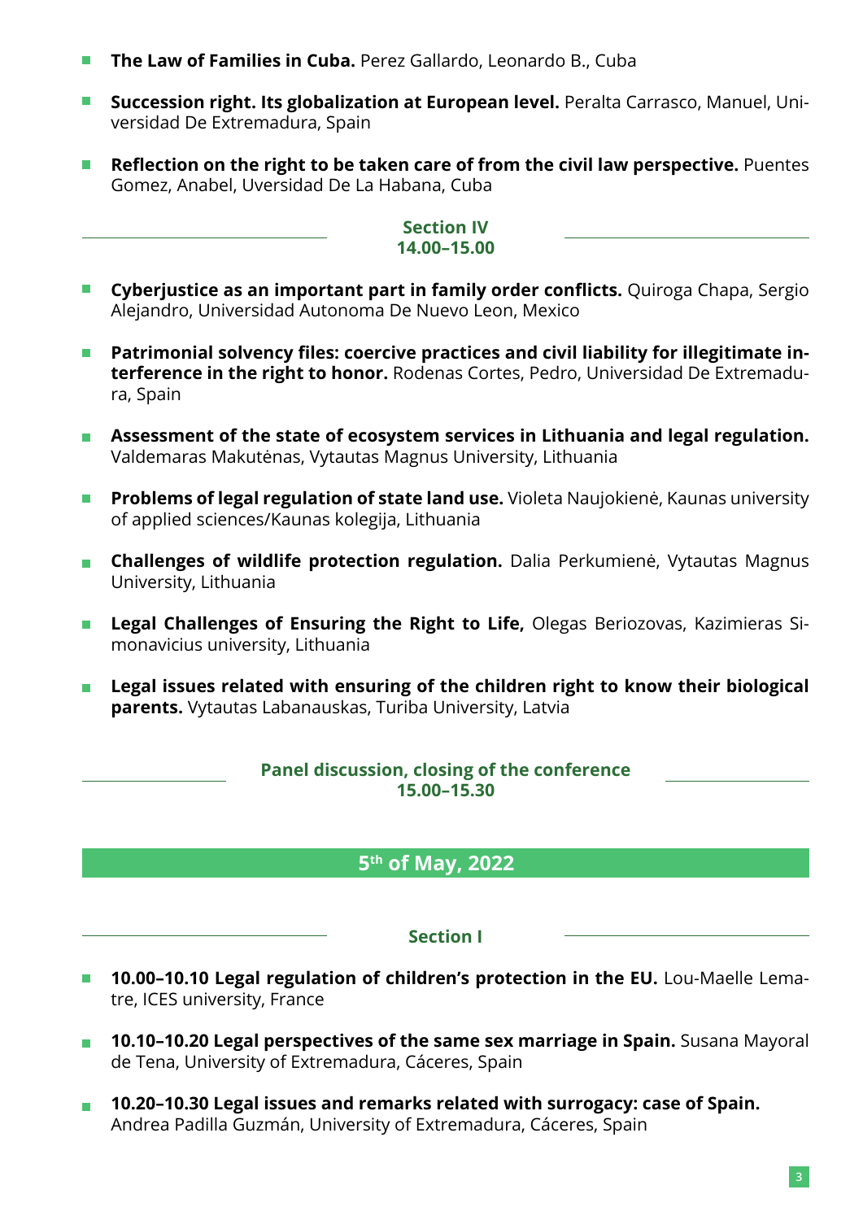- **The Law of Families in Cuba.** Perez Gallardo, Leonardo B., Cuba
- **Succession right. Its globalization at European level.** Peralta Carrasco, Manuel, Universidad De Extremadura, Spain
- **Reflection on the right to be taken care of from the civil law perspective.** Puentes Gomez, Anabel, Uversidad De La Habana, Cuba

### Section IV
### 14.00–15.00

- **Cyberjustice as an important part in family order conflicts.** Quiroga Chapa, Sergio Alejandro, Universidad Autonoma De Nuevo Leon, Mexico
- **Patrimonial solvency files: coercive practices and civil liability for illegitimate interference in the right to honor.** Rodenas Cortes, Pedro, Universidad De Extremadura, Spain
- **Assessment of the state of ecosystem services in Lithuania and legal regulation.** Valdemaras Makutėnas, Vytautas Magnus University, Lithuania
- **Problems of legal regulation of state land use.** Violeta Naujokienė, Kaunas university of applied sciences/Kaunas kolegija, Lithuania
- **Challenges of wildlife protection regulation.** Dalia Perkumienė, Vytautas Magnus University, Lithuania
- **Legal Challenges of Ensuring the Right to Life,** Olegas Beriozovas, Kazimieras Simonavicius university, Lithuania
- **Legal issues related with ensuring of the children right to know their biological parents.** Vytautas Labanauskas, Turiba University, Latvia

### Panel discussion, closing of the conference
### 15.00–15.30

## 5th of May, 2022

### Section I

- **10.00–10.10 Legal regulation of children's protection in the EU.** Lou-Maelle Lematre, ICES university, France
- **10.10–10.20 Legal perspectives of the same sex marriage in Spain.** Susana Mayoral de Tena, University of Extremadura, Cáceres, Spain
- **10.20–10.30 Legal issues and remarks related with surrogacy: case of Spain.** Andrea Padilla Guzmán, University of Extremadura, Cáceres, Spain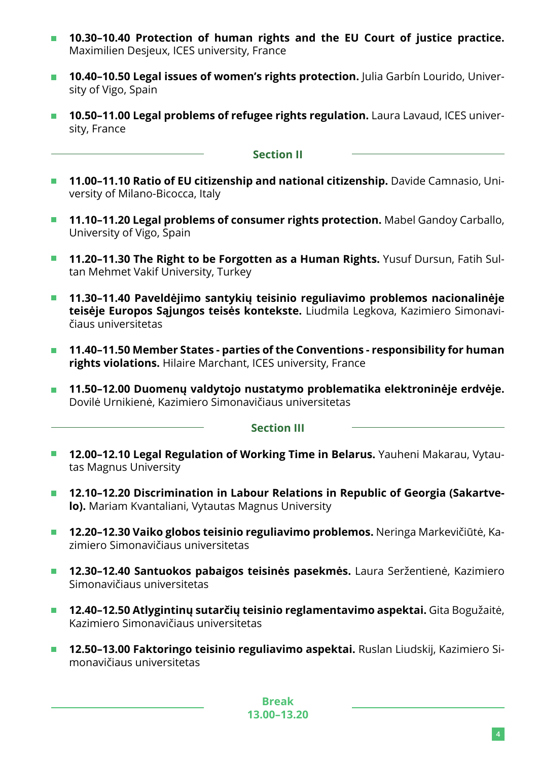- **10.30–10.40 Protection of human rights and the EU Court of justice practice.** Maximilien Desjeux, ICES university, France
- **10.40–10.50 Legal issues of women's rights protection.** Julia Garbín Lourido, University of Vigo, Spain
- **10.50–11.00 Legal problems of refugee rights regulation.** Laura Lavaud, ICES university, France

## Section II

- **11.00–11.10 Ratio of EU citizenship and national citizenship.** Davide Camnasio, University of Milano-Bicocca, Italy
- **11.10–11.20 Legal problems of consumer rights protection.** Mabel Gandoy Carballo, University of Vigo, Spain
- **11.20–11.30 The Right to be Forgotten as a Human Rights.** Yusuf Dursun, Fatih Sultan Mehmet Vakif University, Turkey
- **11.30–11.40 Paveldėjimo santykių teisinio reguliavimo problemos nacionalinėje teisėje Europos Sąjungos teisės kontekste.** Liudmila Legkova, Kazimiero Simonavičiaus universitetas
- **11.40–11.50 Member States - parties of the Conventions - responsibility for human rights violations.** Hilaire Marchant, ICES university, France
- **11.50–12.00 Duomenų valdytojo nustatymo problematika elektroninėje erdvėje.** Dovilė Urnikienė, Kazimiero Simonavičiaus universitetas

## Section III

- **12.00–12.10 Legal Regulation of Working Time in Belarus.** Yauheni Makarau, Vytautas Magnus University
- **12.10–12.20 Discrimination in Labour Relations in Republic of Georgia (Sakartvelo).** Mariam Kvantaliani, Vytautas Magnus University
- **12.20–12.30 Vaiko globos teisinio reguliavimo problemos.** Neringa Markevičiūtė, Kazimiero Simonavičiaus universitetas
- **12.30–12.40 Santuokos pabaigos teisinės pasekmės.** Laura Seržentienė, Kazimiero Simonavičiaus universitetas
- **12.40–12.50 Atlygintinų sutarčių teisinio reglamentavimo aspektai.** Gita Bogužaitė, Kazimiero Simonavičiaus universitetas
- **12.50–13.00 Faktoringo teisinio reguliavimo aspektai.** Ruslan Liudskij, Kazimiero Simonavičiaus universitetas

## Break
**13.00–13.20**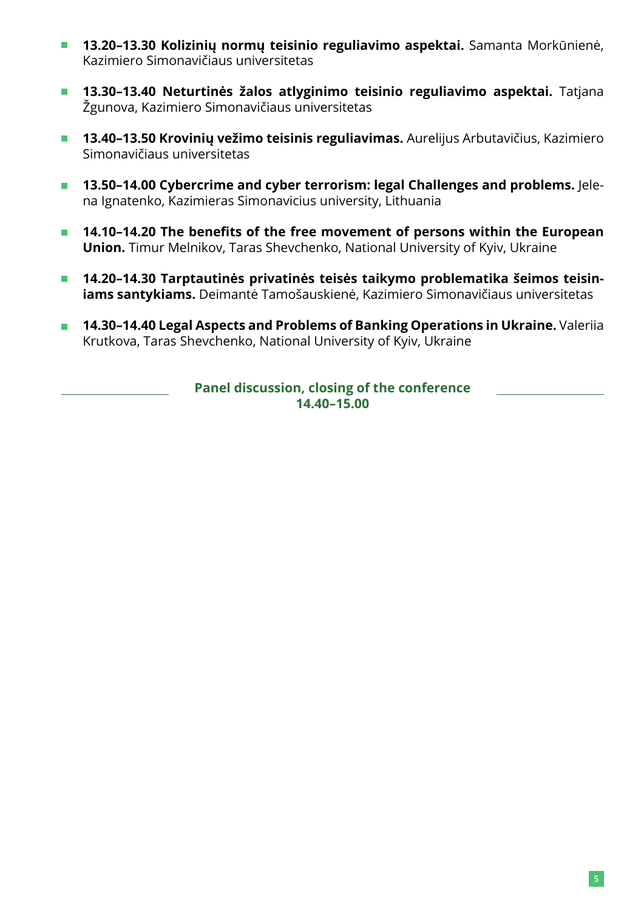- **13.20–13.30 Kolizinių normų teisinio reguliavimo aspektai.** Samanta Morkūnienė, Kazimiero Simonavičiaus universitetas
- **13.30–13.40 Neturtinės žalos atlyginimo teisinio reguliavimo aspektai.** Tatjana Žgunova, Kazimiero Simonavičiaus universitetas
- **13.40–13.50 Krovinių vežimo teisinis reguliavimas.** Aurelijus Arbutavičius, Kazimiero Simonavičiaus universitetas
- **13.50–14.00 Cybercrime and cyber terrorism: legal Challenges and problems.** Jelena Ignatenko, Kazimieras Simonavicius university, Lithuania
- **14.10–14.20 The benefits of the free movement of persons within the European Union.** Timur Melnikov, Taras Shevchenko, National University of Kyiv, Ukraine
- **14.20–14.30 Tarptautinės privatinės teisės taikymo problematika šeimos teisiniams santykiams.** Deimantė Tamošauskienė, Kazimiero Simonavičiaus universitetas
- **14.30–14.40 Legal Aspects and Problems of Banking Operations in Ukraine.** Valeriia Krutkova, Taras Shevchenko, National University of Kyiv, Ukraine

**Panel discussion, closing of the conference**
**14.40–15.00**